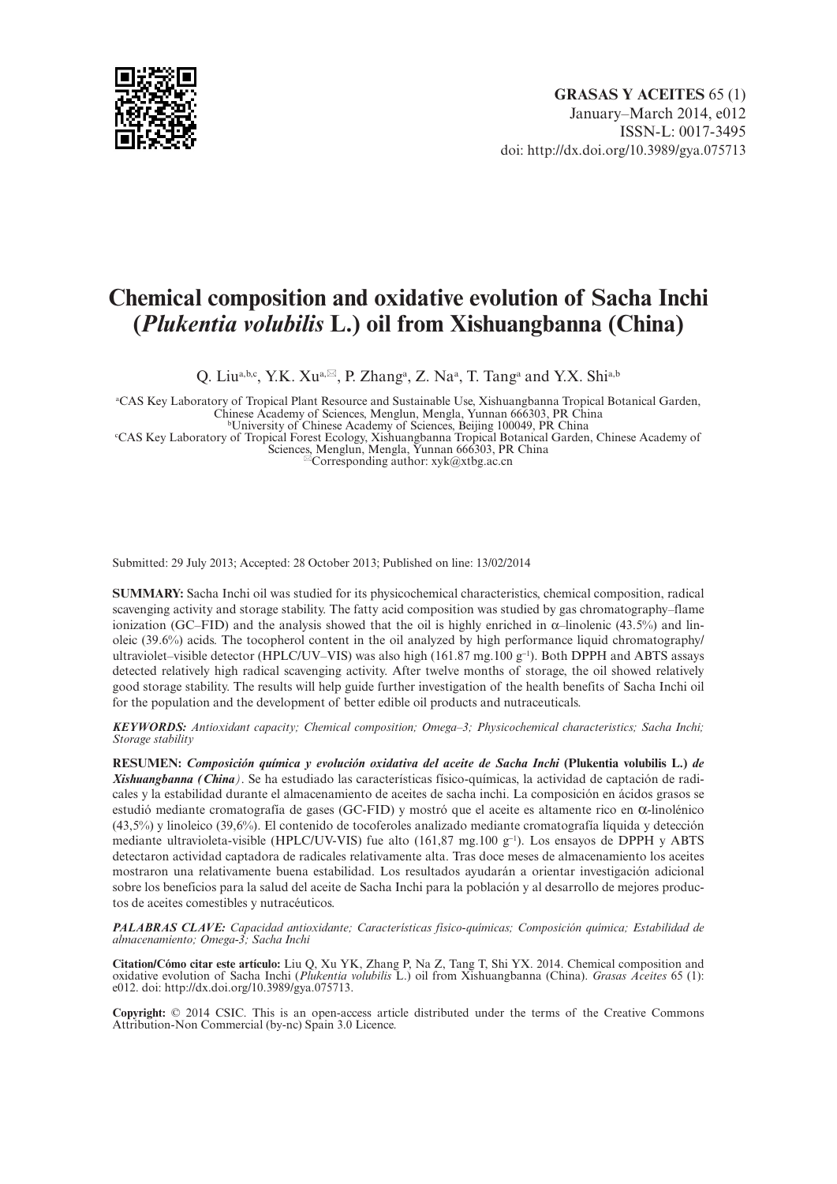# Chemical composition and oxidative evolution of Sacha Inchi (*Plukentia volubilis* L.) oil from Xishuangbanna (China)

Q. Liu[a,b,c], Y.K. Xu[a,✉], P. Zhang[a], Z. Na[a], T. Tang[a] and Y.X. Shi[a,b]

[a]CAS Key Laboratory of Tropical Plant Resource and Sustainable Use, Xishuangbanna Tropical Botanical Garden, Chinese Academy of Sciences, Menglun, Mengla, Yunnan 666303, PR China
[b]University of Chinese Academy of Sciences, Beijing 100049, PR China
[c]CAS Key Laboratory of Tropical Forest Ecology, Xishuangbanna Tropical Botanical Garden, Chinese Academy of Sciences, Menglun, Mengla, Yunnan 666303, PR China
✉Corresponding author: xyk@xtbg.ac.cn

Submitted: 29 July 2013; Accepted: 28 October 2013; Published on line: 13/02/2014

**SUMMARY:** Sacha Inchi oil was studied for its physicochemical characteristics, chemical composition, radical scavenging activity and storage stability. The fatty acid composition was studied by gas chromatography–flame ionization (GC–FID) and the analysis showed that the oil is highly enriched in α–linolenic (43.5%) and linoleic (39.6%) acids. The tocopherol content in the oil analyzed by high performance liquid chromatography/ultraviolet–visible detector (HPLC/UV–VIS) was also high (161.87 mg.100 $g^{-1}$). Both DPPH and ABTS assays detected relatively high radical scavenging activity. After twelve months of storage, the oil showed relatively good storage stability. The results will help guide further investigation of the health benefits of Sacha Inchi oil for the population and the development of better edible oil products and nutraceuticals.

***KEYWORDS:*** *Antioxidant capacity; Chemical composition; Omega–3; Physicochemical characteristics; Sacha Inchi; Storage stability*

**RESUMEN:** ***Composición química y evolución oxidativa del aceite de Sacha Inchi* (Plukentia volubilis L.) *de Xishuangbanna (China)***. Se ha estudiado las características físico-químicas, la actividad de captación de radicales y la estabilidad durante el almacenamiento de aceites de sacha inchi. La composición en ácidos grasos se estudió mediante cromatografía de gases (GC-FID) y mostró que el aceite es altamente rico en α-linolénico (43,5%) y linoleico (39,6%). El contenido de tocoferoles analizado mediante cromatografía líquida y detección mediante ultravioleta-visible (HPLC/UV-VIS) fue alto (161,87 mg.100 $g^{-1}$). Los ensayos de DPPH y ABTS detectaron actividad captadora de radicales relativamente alta. Tras doce meses de almacenamiento los aceites mostraron una relativamente buena estabilidad. Los resultados ayudarán a orientar investigación adicional sobre los beneficios para la salud del aceite de Sacha Inchi para la población y al desarrollo de mejores productos de aceites comestibles y nutracéuticos.

***PALABRAS CLAVE:*** *Capacidad antioxidante; Características físico-químicas; Composición química; Estabilidad de almacenamiento; Omega-3; Sacha Inchi*

**Citation/Cómo citar este artículo:** Liu Q, Xu YK, Zhang P, Na Z, Tang T, Shi YX. 2014. Chemical composition and oxidative evolution of Sacha Inchi (*Plukentia volubilis* L.) oil from Xishuangbanna (China). *Grasas Aceites* 65 (1): e012. doi: http://dx.doi.org/10.3989/gya.075713.

**Copyright:** © 2014 CSIC. This is an open-access article distributed under the terms of the Creative Commons Attribution-Non Commercial (by-nc) Spain 3.0 Licence.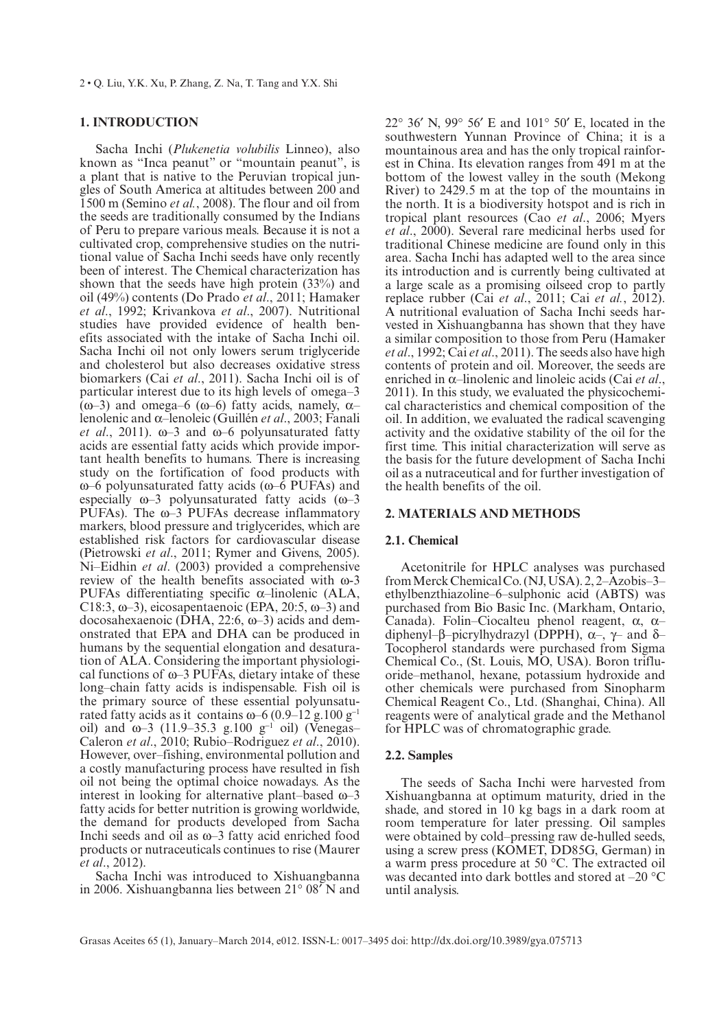## 1. INTRODUCTION

Sacha Inchi (*Plukenetia volubilis* Linneo), also known as "Inca peanut" or "mountain peanut", is a plant that is native to the Peruvian tropical jungles of South America at altitudes between 200 and 1500 m (Semino *et al.*, 2008). The flour and oil from the seeds are traditionally consumed by the Indians of Peru to prepare various meals. Because it is not a cultivated crop, comprehensive studies on the nutritional value of Sacha Inchi seeds have only recently been of interest. The Chemical characterization has shown that the seeds have high protein (33%) and oil (49%) contents (Do Prado *et al.*, 2011; Hamaker *et al.*, 1992; Krivankova *et al.*, 2007). Nutritional studies have provided evidence of health benefits associated with the intake of Sacha Inchi oil. Sacha Inchi oil not only lowers serum triglyceride and cholesterol but also decreases oxidative stress biomarkers (Cai *et al.*, 2011). Sacha Inchi oil is of particular interest due to its high levels of omega–3 (ω–3) and omega–6 (ω–6) fatty acids, namely, α–lenolenic and α–lenoleic (Guillén *et al.*, 2003; Fanali *et al.*, 2011). ω–3 and ω–6 polyunsaturated fatty acids are essential fatty acids which provide important health benefits to humans. There is increasing study on the fortification of food products with ω–6 polyunsaturated fatty acids (ω–6 PUFAs) and especially ω–3 polyunsaturated fatty acids (ω–3 PUFAs). The ω–3 PUFAs decrease inflammatory markers, blood pressure and triglycerides, which are established risk factors for cardiovascular disease (Pietrowski *et al.*, 2011; Rymer and Givens, 2005). Ni–Eidhin *et al*. (2003) provided a comprehensive review of the health benefits associated with ω-3 PUFAs differentiating specific α–linolenic (ALA, C18:3, ω–3), eicosapentaenoic (EPA, 20:5, ω–3) and docosahexaenoic (DHA, 22:6, ω–3) acids and demonstrated that EPA and DHA can be produced in humans by the sequential elongation and desaturation of ALA. Considering the important physiological functions of ω–3 PUFAs, dietary intake of these long–chain fatty acids is indispensable. Fish oil is the primary source of these essential polyunsaturated fatty acids as it contains ω–6 (0.9–12 g.100 $g^{-1}$ oil) and ω–3 (11.9–35.3 g.100 $g^{-1}$ oil) (Venegas–Caleron *et al*., 2010; Rubio–Rodriguez *et al*., 2010). However, over–fishing, environmental pollution and a costly manufacturing process have resulted in fish oil not being the optimal choice nowadays. As the interest in looking for alternative plant–based ω–3 fatty acids for better nutrition is growing worldwide, the demand for products developed from Sacha Inchi seeds and oil as ω–3 fatty acid enriched food products or nutraceuticals continues to rise (Maurer *et al*., 2012).

Sacha Inchi was introduced to Xishuangbanna in 2006. Xishuangbanna lies between 21° 08′ N and 22° 36′ N, 99° 56′ E and 101° 50′ E, located in the southwestern Yunnan Province of China; it is a mountainous area and has the only tropical rainforest in China. Its elevation ranges from 491 m at the bottom of the lowest valley in the south (Mekong River) to 2429.5 m at the top of the mountains in the north. It is a biodiversity hotspot and is rich in tropical plant resources (Cao *et al*., 2006; Myers *et al*., 2000). Several rare medicinal herbs used for traditional Chinese medicine are found only in this area. Sacha Inchi has adapted well to the area since its introduction and is currently being cultivated at a large scale as a promising oilseed crop to partly replace rubber (Cai *et al*., 2011; Cai *et al.*, 2012). A nutritional evaluation of Sacha Inchi seeds harvested in Xishuangbanna has shown that they have a similar composition to those from Peru (Hamaker *et al*., 1992; Cai *et al*., 2011). The seeds also have high contents of protein and oil. Moreover, the seeds are enriched in α–linolenic and linoleic acids (Cai *et al*., 2011). In this study, we evaluated the physicochemical characteristics and chemical composition of the oil. In addition, we evaluated the radical scavenging activity and the oxidative stability of the oil for the first time. This initial characterization will serve as the basis for the future development of Sacha Inchi oil as a nutraceutical and for further investigation of the health benefits of the oil.

## 2. MATERIALS AND METHODS

### 2.1. Chemical

Acetonitrile for HPLC analyses was purchased from Merck Chemical Co. (NJ, USA). 2, 2–Azobis–3–ethylbenzthiazoline–6–sulphonic acid (ABTS) was purchased from Bio Basic Inc. (Markham, Ontario, Canada). Folin–Ciocalteu phenol reagent, α, α–diphenyl–β–picrylhydrazyl (DPPH), α–, γ– and δ–Tocopherol standards were purchased from Sigma Chemical Co., (St. Louis, MO, USA). Boron trifluoride–methanol, hexane, potassium hydroxide and other chemicals were purchased from Sinopharm Chemical Reagent Co., Ltd. (Shanghai, China). All reagents were of analytical grade and the Methanol for HPLC was of chromatographic grade.

### 2.2. Samples

The seeds of Sacha Inchi were harvested from Xishuangbanna at optimum maturity, dried in the shade, and stored in 10 kg bags in a dark room at room temperature for later pressing. Oil samples were obtained by cold–pressing raw de-hulled seeds, using a screw press (KOMET, DD85G, German) in a warm press procedure at 50 °C. The extracted oil was decanted into dark bottles and stored at –20 °C until analysis.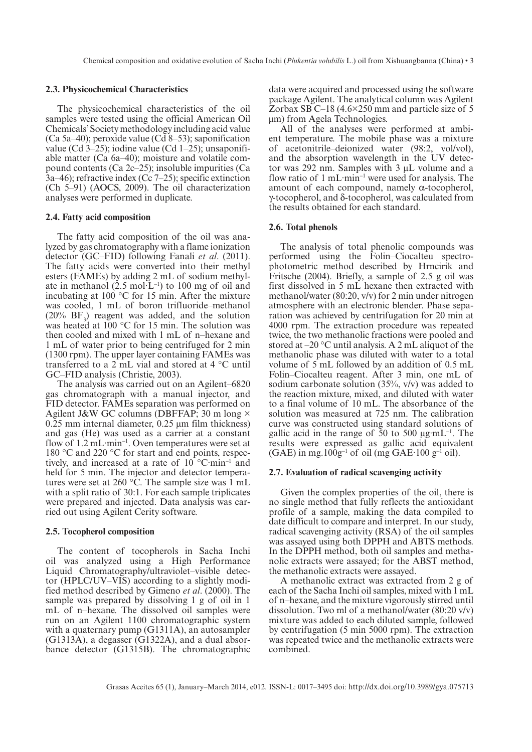### 2.3. Physicochemical Characteristics

The physicochemical characteristics of the oil samples were tested using the official American Oil Chemicals' Society methodology including acid value (Ca 5a–40); peroxide value (Cd 8–53); saponification value (Cd 3–25); iodine value (Cd 1–25); unsaponifiable matter (Ca 6a–40); moisture and volatile compound contents (Ca 2c–25); insoluble impurities (Ca 3a–46); refractive index (Cc 7–25); specific extinction (Ch 5–91) (AOCS, 2009). The oil characterization analyses were performed in duplicate.

### 2.4. Fatty acid composition

The fatty acid composition of the oil was analyzed by gas chromatography with a flame ionization detector (GC–FID) following Fanali *et al*. (2011). The fatty acids were converted into their methyl esters (FAMEs) by adding 2 mL of sodium methylate in methanol (2.5 mol·L$^{-1}$) to 100 mg of oil and incubating at 100 °C for 15 min. After the mixture was cooled, 1 mL of boron trifluoride–methanol (20% $BF_3$) reagent was added, and the solution was heated at 100 °C for 15 min. The solution was then cooled and mixed with 1 mL of n–hexane and 1 mL of water prior to being centrifuged for 2 min (1300 rpm). The upper layer containing FAMEs was transferred to a 2 mL vial and stored at 4 °C until GC–FID analysis (Christie, 2003).

The analysis was carried out on an Agilent–6820 gas chromatograph with a manual injector, and FID detector. FAMEs separation was performed on Agilent J&W GC columns (DBFFAP; 30 m long × 0.25 mm internal diameter, 0.25 μm film thickness) and gas (He) was used as a carrier at a constant flow of 1.2 mL·min$^{-1}$. Oven temperatures were set at 180 °C and 220 °C for start and end points, respectively, and increased at a rate of 10 °C·min$^{-1}$ and held for 5 min. The injector and detector temperatures were set at 260 °C. The sample size was 1 mL with a split ratio of 30:1. For each sample triplicates were prepared and injected. Data analysis was carried out using Agilent Cerity software.

### 2.5. Tocopherol composition

The content of tocopherols in Sacha Inchi oil was analyzed using a High Performance Liquid Chromatography/ultraviolet–visible detector (HPLC/UV–VIS) according to a slightly modified method described by Gimeno *et al*. (2000). The sample was prepared by dissolving 1 g of oil in 1 mL of n–hexane. The dissolved oil samples were run on an Agilent 1100 chromatographic system with a quaternary pump (G1311A), an autosampler (G1313A), a degasser (G1322A), and a dual absorbance detector (G1315B). The chromatographic data were acquired and processed using the software package Agilent. The analytical column was Agilent Zorbax SB C–18 (4.6×250 mm and particle size of 5 μm) from Agela Technologies.

All of the analyses were performed at ambient temperature. The mobile phase was a mixture of acetonitrile–deionized water (98:2, vol/vol), and the absorption wavelength in the UV detector was 292 nm. Samples with 3 μL volume and a flow ratio of 1 mL·min$^{-1}$ were used for analysis. The amount of each compound, namely α-tocopherol, γ-tocopherol, and δ-tocopherol, was calculated from the results obtained for each standard.

### 2.6. Total phenols

The analysis of total phenolic compounds was performed using the Folin–Ciocalteu spectrophotometric method described by Hrncirik and Fritsche (2004). Briefly, a sample of 2.5 g oil was first dissolved in 5 mL hexane then extracted with methanol/water (80:20, v/v) for 2 min under nitrogen atmosphere with an electronic blender. Phase separation was achieved by centrifugation for 20 min at 4000 rpm. The extraction procedure was repeated twice, the two methanolic fractions were pooled and stored at –20 °C until analysis. A 2 mL aliquot of the methanolic phase was diluted with water to a total volume of 5 mL followed by an addition of 0.5 mL Folin–Ciocalteu reagent. After 3 min, one mL of sodium carbonate solution (35%, v/v) was added to the reaction mixture, mixed, and diluted with water to a final volume of 10 mL. The absorbance of the solution was measured at 725 nm. The calibration curve was constructed using standard solutions of gallic acid in the range of 50 to 500 μg·mL$^{-1}$. The results were expressed as gallic acid equivalent (GAE) in mg.100g$^{-1}$ of oil (mg GAE·100 g$^{-1}$ oil).

### 2.7. Evaluation of radical scavenging activity

Given the complex properties of the oil, there is no single method that fully reflects the antioxidant profile of a sample, making the data compiled to date difficult to compare and interpret. In our study, radical scavenging activity (RSA) of the oil samples was assayed using both DPPH and ABTS methods. In the DPPH method, both oil samples and methanolic extracts were assayed; for the ABST method, the methanolic extracts were assayed.

A methanolic extract was extracted from 2 g of each of the Sacha Inchi oil samples, mixed with 1 mL of n–hexane, and the mixture vigorously stirred until dissolution. Two ml of a methanol/water (80:20 v/v) mixture was added to each diluted sample, followed by centrifugation (5 min 5000 rpm). The extraction was repeated twice and the methanolic extracts were combined.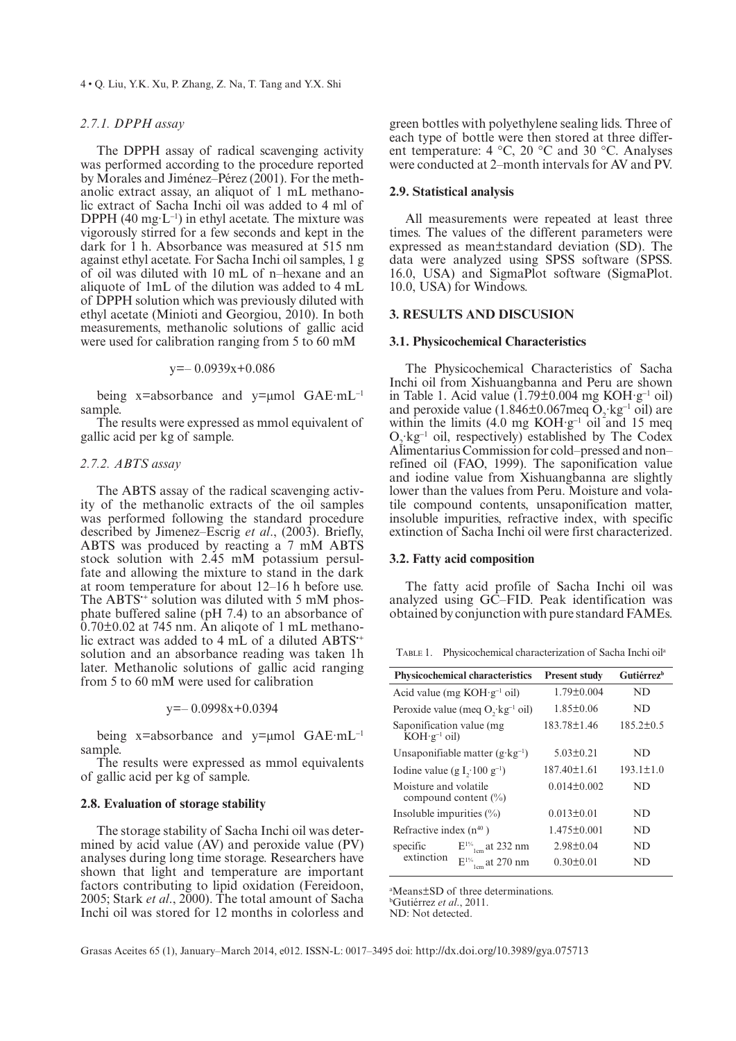#### 2.7.1. DPPH assay

The DPPH assay of radical scavenging activity was performed according to the procedure reported by Morales and Jiménez–Pérez (2001). For the methanolic extract assay, an aliquot of 1 mL methanolic extract of Sacha Inchi oil was added to 4 ml of DPPH (40 mg·L$^{-1}$) in ethyl acetate. The mixture was vigorously stirred for a few seconds and kept in the dark for 1 h. Absorbance was measured at 515 nm against ethyl acetate. For Sacha Inchi oil samples, 1 g of oil was diluted with 10 mL of n–hexane and an aliquote of 1mL of the dilution was added to 4 mL of DPPH solution which was previously diluted with ethyl acetate (Minioti and Georgiou, 2010). In both measurements, methanolic solutions of gallic acid were used for calibration ranging from 5 to 60 mM

$$y = -0.0939x + 0.086$$

being x=absorbance and y=μmol GAE·mL$^{-1}$ sample.

The results were expressed as mmol equivalent of gallic acid per kg of sample.

#### 2.7.2. ABTS assay

The ABTS assay of the radical scavenging activity of the methanolic extracts of the oil samples was performed following the standard procedure described by Jimenez–Escrig *et al*., (2003). Briefly, ABTS was produced by reacting a 7 mM ABTS stock solution with 2.45 mM potassium persulfate and allowing the mixture to stand in the dark at room temperature for about 12–16 h before use. The ABTS$^{\cdot+}$ solution was diluted with 5 mM phosphate buffered saline (pH 7.4) to an absorbance of 0.70±0.02 at 745 nm. An aliqote of 1 mL methanolic extract was added to 4 mL of a diluted ABTS$^{\cdot+}$ solution and an absorbance reading was taken 1h later. Methanolic solutions of gallic acid ranging from 5 to 60 mM were used for calibration

$$y = -0.0998x + 0.0394$$

being x=absorbance and y=μmol GAE·mL$^{-1}$ sample.

The results were expressed as mmol equivalents of gallic acid per kg of sample.

### 2.8. Evaluation of storage stability

The storage stability of Sacha Inchi oil was determined by acid value (AV) and peroxide value (PV) analyses during long time storage. Researchers have shown that light and temperature are important factors contributing to lipid oxidation (Fereidoon, 2005; Stark *et al*., 2000). The total amount of Sacha Inchi oil was stored for 12 months in colorless and green bottles with polyethylene sealing lids. Three of each type of bottle were then stored at three different temperature: 4 °C, 20 °C and 30 °C. Analyses were conducted at 2–month intervals for AV and PV.

### 2.9. Statistical analysis

All measurements were repeated at least three times. The values of the different parameters were expressed as mean±standard deviation (SD). The data were analyzed using SPSS software (SPSS. 16.0, USA) and SigmaPlot software (SigmaPlot. 10.0, USA) for Windows.

## 3. RESULTS AND DISCUSION

### 3.1. Physicochemical Characteristics

The Physicochemical Characteristics of Sacha Inchi oil from Xishuangbanna and Peru are shown in Table 1. Acid value (1.79±0.004 mg KOH·g$^{-1}$ oil) and peroxide value (1.846±0.067meq $O_2$·kg$^{-1}$ oil) are within the limits (4.0 mg KOH·g$^{-1}$ oil and 15 meq $O_2$·kg$^{-1}$ oil, respectively) established by The Codex Alimentarius Commission for cold–pressed and non–refined oil (FAO, 1999). The saponification value and iodine value from Xishuangbanna are slightly lower than the values from Peru. Moisture and volatile compound contents, unsaponification matter, insoluble impurities, refractive index, with specific extinction of Sacha Inchi oil were first characterized.

### 3.2. Fatty acid composition

The fatty acid profile of Sacha Inchi oil was analyzed using GC–FID. Peak identification was obtained by conjunction with pure standard FAMEs.

TABLE 1. Physicochemical characterization of Sacha Inchi oil[a]

| Physicochemical characteristics | | Present study | Gutiérrez[b] |
|---|---|---|---|
| Acid value (mg KOH·g$^{-1}$ oil) | | 1.79±0.004 | ND |
| Peroxide value (meq $O_2$·kg$^{-1}$ oil) | | 1.85±0.06 | ND |
| Saponification value (mg KOH·g$^{-1}$ oil) | | 183.78±1.46 | 185.2±0.5 |
| Unsaponifiable matter (g·kg$^{-1}$) | | 5.03±0.21 | ND |
| Iodine value (g $I_2$·100 g$^{-1}$) | | 187.40±1.61 | 193.1±1.0 |
| Moisture and volatile compound content (%) | | 0.014±0.002 | ND |
| Insoluble impurities (%) | | 0.013±0.01 | ND |
| Refractive index ($n^{40}$) | | 1.475±0.001 | ND |
| specific extinction | $E^{1\%}_{1cm}$ at 232 nm | 2.98±0.04 | ND |
| | $E^{1\%}_{1cm}$ at 270 nm | 0.30±0.01 | ND |

[a]Means±SD of three determinations.
[b]Gutiérrez *et al*., 2011.
ND: Not detected.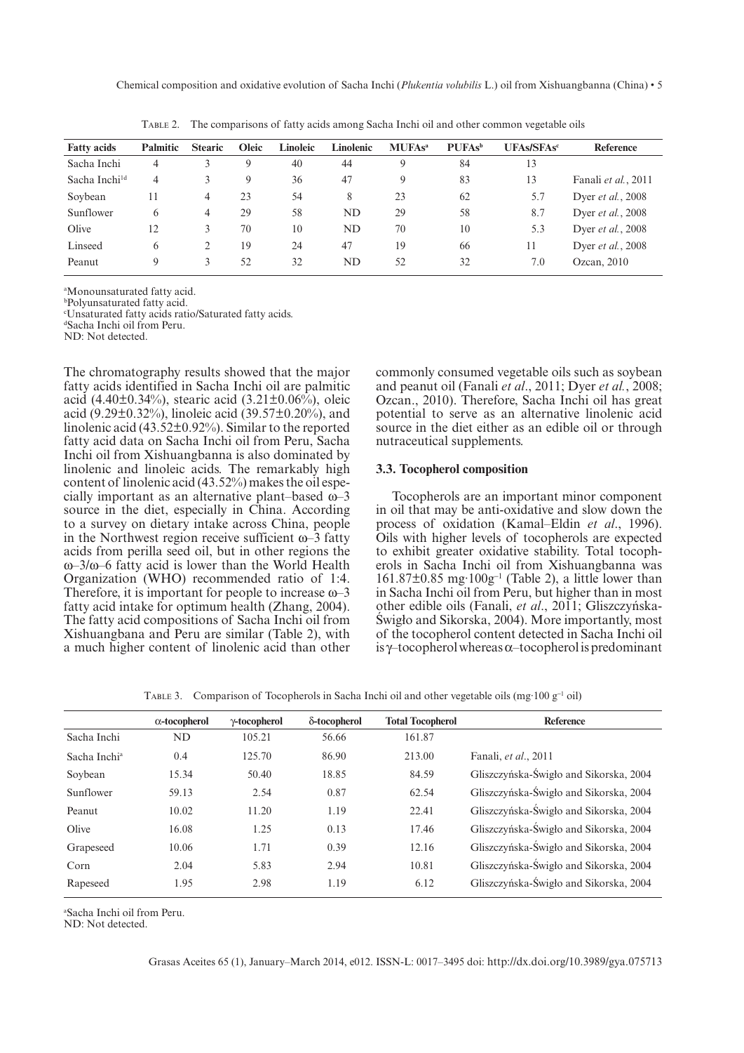Table 2. The comparisons of fatty acids among Sacha Inchi oil and other common vegetable oils

| Fatty acids | Palmitic | Stearic | Oleic | Linoleic | Linolenic | MUFAs[a] | PUFAs[b] | UFAs/SFAs[c] | Reference |
|---|---|---|---|---|---|---|---|---|---|
| Sacha Inchi | 4 | 3 | 9 | 40 | 44 | 9 | 84 | 13 | |
| Sacha Inchi[1d] | 4 | 3 | 9 | 36 | 47 | 9 | 83 | 13 | Fanali *et al.*, 2011 |
| Soybean | 11 | 4 | 23 | 54 | 8 | 23 | 62 | 5.7 | Dyer *et al.*, 2008 |
| Sunflower | 6 | 4 | 29 | 58 | ND | 29 | 58 | 8.7 | Dyer *et al.*, 2008 |
| Olive | 12 | 3 | 70 | 10 | ND | 70 | 10 | 5.3 | Dyer *et al.*, 2008 |
| Linseed | 6 | 2 | 19 | 24 | 47 | 19 | 66 | 11 | Dyer *et al.*, 2008 |
| Peanut | 9 | 3 | 52 | 32 | ND | 52 | 32 | 7.0 | Ozcan, 2010 |

[a]Monounsaturated fatty acid.
[b]Polyunsaturated fatty acid.
[c]Unsaturated fatty acids ratio/Saturated fatty acids.
[d]Sacha Inchi oil from Peru.
ND: Not detected.

The chromatography results showed that the major fatty acids identified in Sacha Inchi oil are palmitic acid (4.40±0.34%), stearic acid (3.21±0.06%), oleic acid (9.29±0.32%), linoleic acid (39.57±0.20%), and linolenic acid (43.52±0.92%). Similar to the reported fatty acid data on Sacha Inchi oil from Peru, Sacha Inchi oil from Xishuangbanna is also dominated by linolenic and linoleic acids. The remarkably high content of linolenic acid (43.52%) makes the oil especially important as an alternative plant–based ω–3 source in the diet, especially in China. According to a survey on dietary intake across China, people in the Northwest region receive sufficient ω–3 fatty acids from perilla seed oil, but in other regions the ω–3/ω–6 fatty acid is lower than the World Health Organization (WHO) recommended ratio of 1:4. Therefore, it is important for people to increase ω–3 fatty acid intake for optimum health (Zhang, 2004). The fatty acid compositions of Sacha Inchi oil from Xishuangbana and Peru are similar (Table 2), with a much higher content of linolenic acid than other commonly consumed vegetable oils such as soybean and peanut oil (Fanali *et al*., 2011; Dyer *et al.*, 2008; Ozcan., 2010). Therefore, Sacha Inchi oil has great potential to serve as an alternative linolenic acid source in the diet either as an edible oil or through nutraceutical supplements.

### 3.3. Tocopherol composition

Tocopherols are an important minor component in oil that may be anti-oxidative and slow down the process of oxidation (Kamal–Eldin *et al*., 1996). Oils with higher levels of tocopherols are expected to exhibit greater oxidative stability. Total tocopherols in Sacha Inchi oil from Xishuangbanna was 161.87±0.85 mg·100g$^{-1}$ (Table 2), a little lower than in Sacha Inchi oil from Peru, but higher than in most other edible oils (Fanali, *et al*., 2011; Gliszczyńska-Świgło and Sikorska, 2004). More importantly, most of the tocopherol content detected in Sacha Inchi oil is γ–tocopherol whereas α–tocopherol is predominant

Table 3. Comparison of Tocopherols in Sacha Inchi oil and other vegetable oils (mg·100 g$^{-1}$ oil)

| | α-tocopherol | γ-tocopherol | δ-tocopherol | Total Tocopherol | Reference |
|---|---|---|---|---|---|
| Sacha Inchi | ND | 105.21 | 56.66 | 161.87 | |
| Sacha Inchi[a] | 0.4 | 125.70 | 86.90 | 213.00 | Fanali, *et al*., 2011 |
| Soybean | 15.34 | 50.40 | 18.85 | 84.59 | Gliszczyńska-Świgło and Sikorska, 2004 |
| Sunflower | 59.13 | 2.54 | 0.87 | 62.54 | Gliszczyńska-Świgło and Sikorska, 2004 |
| Peanut | 10.02 | 11.20 | 1.19 | 22.41 | Gliszczyńska-Świgło and Sikorska, 2004 |
| Olive | 16.08 | 1.25 | 0.13 | 17.46 | Gliszczyńska-Świgło and Sikorska, 2004 |
| Grapeseed | 10.06 | 1.71 | 0.39 | 12.16 | Gliszczyńska-Świgło and Sikorska, 2004 |
| Corn | 2.04 | 5.83 | 2.94 | 10.81 | Gliszczyńska-Świgło and Sikorska, 2004 |
| Rapeseed | 1.95 | 2.98 | 1.19 | 6.12 | Gliszczyńska-Świgło and Sikorska, 2004 |

[a]Sacha Inchi oil from Peru.
ND: Not detected.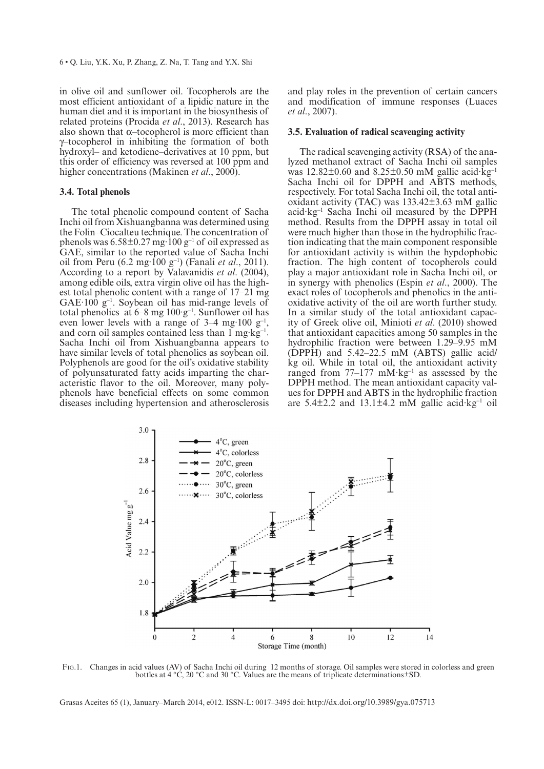in olive oil and sunflower oil. Tocopherols are the most efficient antioxidant of a lipidic nature in the human diet and it is important in the biosynthesis of related proteins (Procida *et al*., 2013). Research has also shown that α–tocopherol is more efficient than γ–tocopherol in inhibiting the formation of both hydroxyl– and ketodiene–derivatives at 10 ppm, but this order of efficiency was reversed at 100 ppm and higher concentrations (Makinen *et al*., 2000).

### 3.4. Total phenols

The total phenolic compound content of Sacha Inchi oil from Xishuangbanna was determined using the Folin–Ciocalteu technique. The concentration of phenols was 6.58±0.27 mg·100 $g^{-1}$ of oil expressed as GAE, similar to the reported value of Sacha Inchi oil from Peru (6.2 mg·100 $g^{-1}$) (Fanali *et al*., 2011). According to a report by Valavanidis *et al*. (2004), among edible oils, extra virgin olive oil has the highest total phenolic content with a range of 17–21 mg GAE·100 $g^{-1}$. Soybean oil has mid-range levels of total phenolics at 6–8 mg 100·$g^{-1}$. Sunflower oil has even lower levels with a range of 3–4 mg·100 $g^{-1}$, and corn oil samples contained less than 1 mg·$kg^{-1}$. Sacha Inchi oil from Xishuangbanna appears to have similar levels of total phenolics as soybean oil. Polyphenols are good for the oil's oxidative stability of polyunsaturated fatty acids imparting the characteristic flavor to the oil. Moreover, many polyphenols have beneficial effects on some common diseases including hypertension and atherosclerosis and play roles in the prevention of certain cancers and modification of immune responses (Luaces *et al*., 2007).

### 3.5. Evaluation of radical scavenging activity

The radical scavenging activity (RSA) of the analyzed methanol extract of Sacha Inchi oil samples was 12.82±0.60 and 8.25±0.50 mM gallic acid·$kg^{-1}$ Sacha Inchi oil for DPPH and ABTS methods, respectively. For total Sacha Inchi oil, the total antioxidant activity (TAC) was 133.42±3.63 mM gallic acid·$kg^{-1}$ Sacha Inchi oil measured by the DPPH method. Results from the DPPH assay in total oil were much higher than those in the hydrophilic fraction indicating that the main component responsible for antioxidant activity is within the hypdophobic fraction. The high content of tocopherols could play a major antioxidant role in Sacha Inchi oil, or in synergy with phenolics (Espin *et al*., 2000). The exact roles of tocopherols and phenolics in the antioxidative activity of the oil are worth further study. In a similar study of the total antioxidant capacity of Greek olive oil, Minioti *et al*. (2010) showed that antioxidant capacities among 50 samples in the hydrophilic fraction were between 1.29–9.95 mM (DPPH) and 5.42–22.5 mM (ABTS) gallic acid/kg oil. While in total oil, the antioxidant activity ranged from 77–177 mM·$kg^{-1}$ as assessed by the DPPH method. The mean antioxidant capacity values for DPPH and ABTS in the hydrophilic fraction are 5.4±2.2 and 13.1±4.2 mM gallic acid·$kg^{-1}$ oil

Fig.1. Changes in acid values (AV) of Sacha Inchi oil during 12 months of storage. Oil samples were stored in colorless and green bottles at 4 °C, 20 °C and 30 °C. Values are the means of triplicate determinations±SD.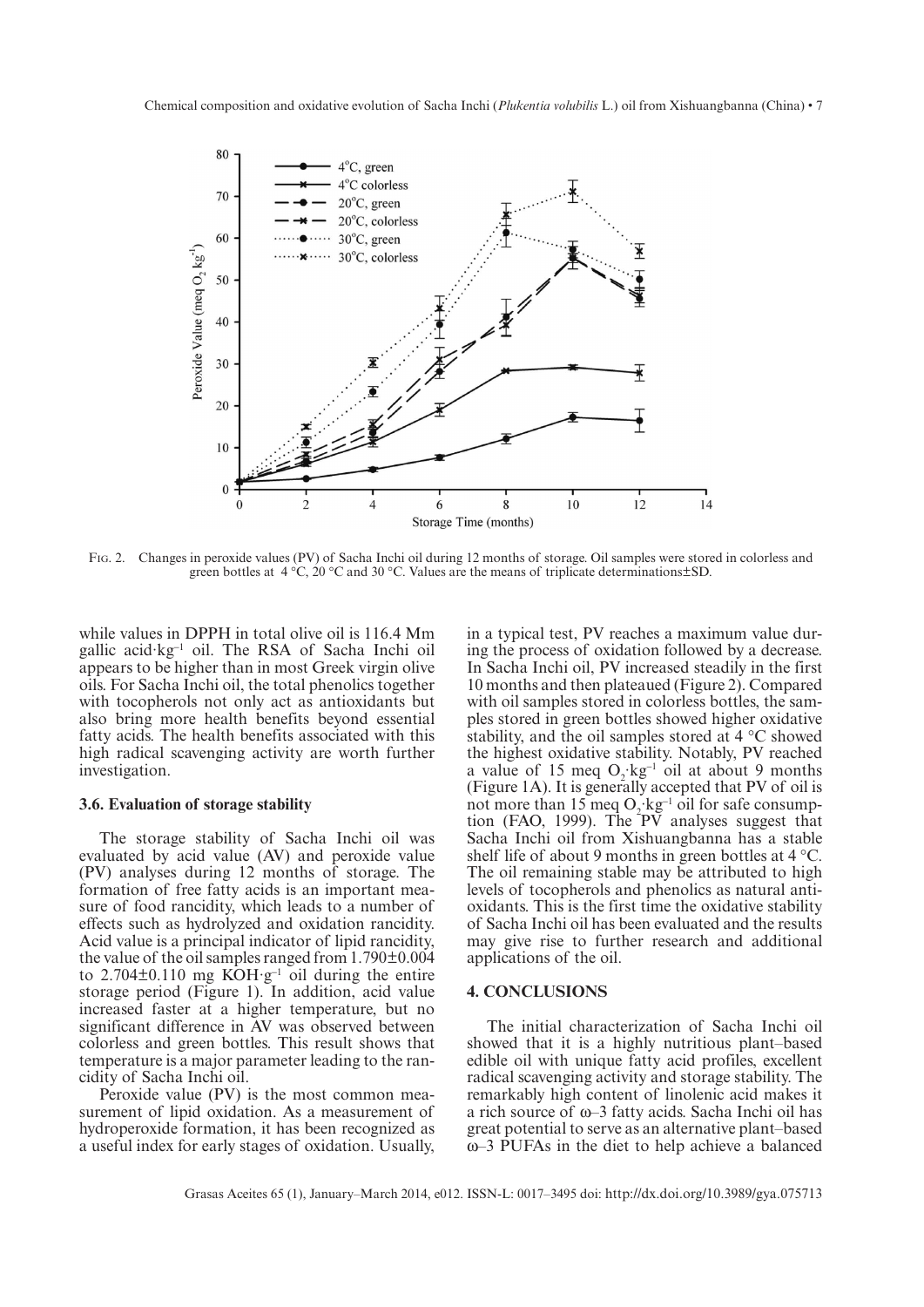Fig. 2. Changes in peroxide values (PV) of Sacha Inchi oil during 12 months of storage. Oil samples were stored in colorless and green bottles at 4 °C, 20 °C and 30 °C. Values are the means of triplicate determinations±SD.

while values in DPPH in total olive oil is 116.4 Mm gallic acid·kg$^{-1}$ oil. The RSA of Sacha Inchi oil appears to be higher than in most Greek virgin olive oils. For Sacha Inchi oil, the total phenolics together with tocopherols not only act as antioxidants but also bring more health benefits beyond essential fatty acids. The health benefits associated with this high radical scavenging activity are worth further investigation.

### 3.6. Evaluation of storage stability

The storage stability of Sacha Inchi oil was evaluated by acid value (AV) and peroxide value (PV) analyses during 12 months of storage. The formation of free fatty acids is an important measure of food rancidity, which leads to a number of effects such as hydrolyzed and oxidation rancidity. Acid value is a principal indicator of lipid rancidity, the value of the oil samples ranged from 1.790±0.004 to 2.704±0.110 mg KOH·g$^{-1}$ oil during the entire storage period (Figure 1). In addition, acid value increased faster at a higher temperature, but no significant difference in AV was observed between colorless and green bottles. This result shows that temperature is a major parameter leading to the rancidity of Sacha Inchi oil.

Peroxide value (PV) is the most common measurement of lipid oxidation. As a measurement of hydroperoxide formation, it has been recognized as a useful index for early stages of oxidation. Usually, in a typical test, PV reaches a maximum value during the process of oxidation followed by a decrease. In Sacha Inchi oil, PV increased steadily in the first 10 months and then plateaued (Figure 2). Compared with oil samples stored in colorless bottles, the samples stored in green bottles showed higher oxidative stability, and the oil samples stored at 4 °C showed the highest oxidative stability. Notably, PV reached a value of 15 meq $O_2$·kg$^{-1}$ oil at about 9 months (Figure 1A). It is generally accepted that PV of oil is not more than 15 meq $O_2$·kg$^{-1}$ oil for safe consumption (FAO, 1999). The PV analyses suggest that Sacha Inchi oil from Xishuangbanna has a stable shelf life of about 9 months in green bottles at 4 °C. The oil remaining stable may be attributed to high levels of tocopherols and phenolics as natural antioxidants. This is the first time the oxidative stability of Sacha Inchi oil has been evaluated and the results may give rise to further research and additional applications of the oil.

## 4. CONCLUSIONS

The initial characterization of Sacha Inchi oil showed that it is a highly nutritious plant–based edible oil with unique fatty acid profiles, excellent radical scavenging activity and storage stability. The remarkably high content of linolenic acid makes it a rich source of ω–3 fatty acids. Sacha Inchi oil has great potential to serve as an alternative plant–based ω–3 PUFAs in the diet to help achieve a balanced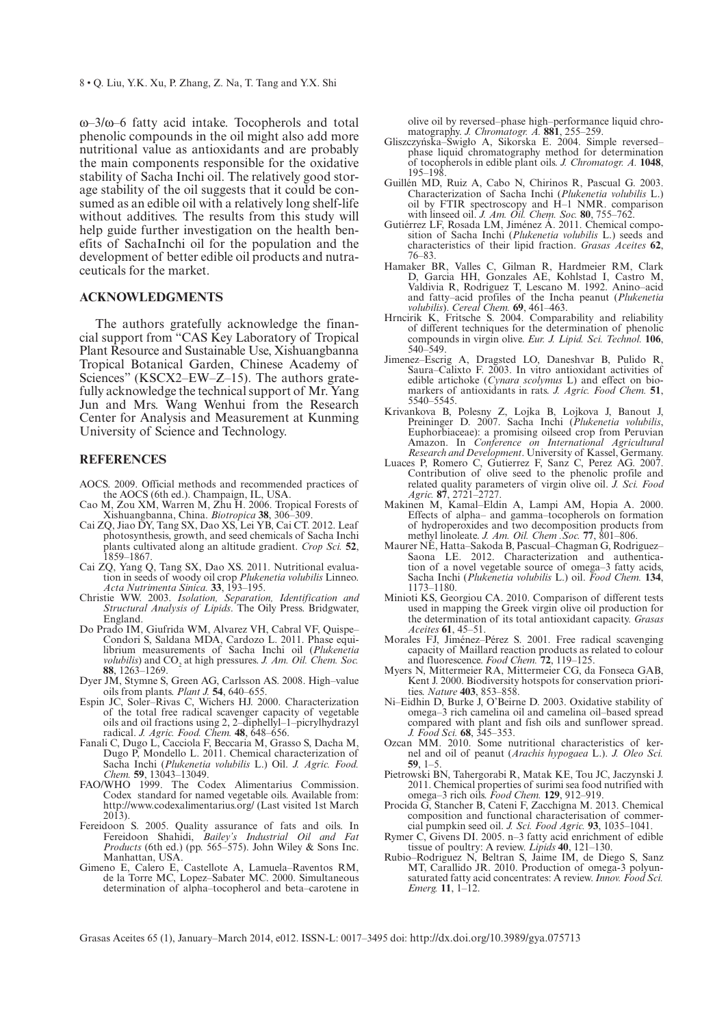ω–3/ω–6 fatty acid intake. Tocopherols and total phenolic compounds in the oil might also add more nutritional value as antioxidants and are probably the main components responsible for the oxidative stability of Sacha Inchi oil. The relatively good storage stability of the oil suggests that it could be consumed as an edible oil with a relatively long shelf-life without additives. The results from this study will help guide further investigation on the health benefits of SachaInchi oil for the population and the development of better edible oil products and nutraceuticals for the market.

## ACKNOWLEDGMENTS

The authors gratefully acknowledge the financial support from "CAS Key Laboratory of Tropical Plant Resource and Sustainable Use, Xishuangbanna Tropical Botanical Garden, Chinese Academy of Sciences" (KSCX2–EW–Z–15). The authors gratefully acknowledge the technical support of Mr. Yang Jun and Mrs. Wang Wenhui from the Research Center for Analysis and Measurement at Kunming University of Science and Technology.

## REFERENCES

AOCS. 2009. Official methods and recommended practices of the AOCS (6th ed.). Champaign, IL, USA.

Cao M, Zou XM, Warren M, Zhu H. 2006. Tropical Forests of Xishuangbanna, China. *Biotropica* **38**, 306–309.

Cai ZQ, Jiao DY, Tang SX, Dao XS, Lei YB, Cai CT. 2012. Leaf photosynthesis, growth, and seed chemicals of Sacha Inchi plants cultivated along an altitude gradient. *Crop Sci.* **52**, 1859–1867.

Cai ZQ, Yang Q, Tang SX, Dao XS. 2011. Nutritional evaluation in seeds of woody oil crop *Plukenetia volubilis* Linneo. *Acta Nutrimenta Sinica.* **33**, 193–195.

Christie WW. 2003. *Isolation, Separation, Identification and Structural Analysis of Lipids*. The Oily Press. Bridgwater, England.

Do Prado IM, Giufrida WM, Alvarez VH, Cabral VF, Quispe–Condori S, Saldana MDA, Cardozo L. 2011. Phase equilibrium measurements of Sacha Inchi oil (*Plukenetia volubilis*) and $CO_2$ at high pressures. *J. Am. Oil. Chem. Soc.* **88**, 1263–1269.

Dyer JM, Stymne S, Green AG, Carlsson AS. 2008. High–value oils from plants. *Plant J.* **54**, 640–655.

Espin JC, Soler–Rivas C, Wichers HJ. 2000. Characterization of the total free radical scavenger capacity of vegetable oils and oil fractions using 2, 2–diphellyl–1–picrylhydrazyl radical. *J. Agric. Food. Chem.* **48**, 648–656.

Fanali C, Dugo L, Cacciola F, Beccaria M, Grasso S, Dacha M, Dugo P, Mondello L. 2011. Chemical characterization of Sacha Inchi (*Plukenetia volubilis* L.) Oil. *J. Agric. Food. Chem.* **59**, 13043–13049.

FAO/WHO 1999. The Codex Alimentarius Commission. Codex standard for named vegetable oils. Available from: http://www.codexalimentarius.org/ (Last visited 1st March 2013).

Fereidoon S. 2005. Quality assurance of fats and oils. In Fereidoon Shahidi, *Bailey's Industrial Oil and Fat Products* (6th ed.) (pp. 565–575). John Wiley & Sons Inc. Manhattan, USA.

Gimeno E, Calero E, Castellote A, Lamuela–Raventos RM, de la Torre MC, Lopez–Sabater MC. 2000. Simultaneous determination of alpha–tocopherol and beta–carotene in olive oil by reversed–phase high–performance liquid chromatography. *J. Chromatogr. A.* **881**, 255–259.

Gliszczyńska–Świgło A, Sikorska E. 2004. Simple reversed–phase liquid chromatography method for determination of tocopherols in edible plant oils. *J. Chromatogr. A.* **1048**, 195–198.

Guillén MD, Ruiz A, Cabo N, Chirinos R, Pascual G. 2003. Characterization of Sacha Inchi (*Plukenetia volubilis* L.) oil by FTIR spectroscopy and H–1 NMR. comparison with linseed oil. *J. Am. Oil. Chem. Soc.* **80**, 755–762.

Gutiérrez LF, Rosada LM, Jiménez Á. 2011. Chemical composition of Sacha Inchi (*Plukenetia volubilis* L.) seeds and characteristics of their lipid fraction. *Grasas Aceites* **62**, 76–83.

Hamaker BR, Valles C, Gilman R, Hardmeier RM, Clark D, Garcia HH, Gonzales AE, Kohlstad I, Castro M, Valdivia R, Rodriguez T, Lescano M. 1992. Anino–acid and fatty–acid profiles of the Incha peanut (*Plukenetia volubilis*). *Cereal Chem.* **69**, 461–463.

Hrncirik K, Fritsche S. 2004. Comparability and reliability of different techniques for the determination of phenolic compounds in virgin olive. *Eur. J. Lipid. Sci. Technol.* **106**, 540–549.

Jimenez–Escrig A, Dragsted LO, Daneshvar B, Pulido R, Saura–Calixto F. 2003. In vitro antioxidant activities of edible artichoke (*Cynara scolymus* L) and effect on biomarkers of antioxidants in rats. *J. Agric. Food Chem.* **51**, 5540–5545.

Krivankova B, Polesny Z, Lojka B, Lojkova J, Banout J, Preininger D. 2007. Sacha Inchi (*Plukenetia volubilis*, Euphorbiaceae): a promising oilseed crop from Peruvian Amazon. In *Conference on International Agricultural Research and Development*. University of Kassel, Germany.

Luaces P, Romero C, Gutierrez F, Sanz C, Perez AG. 2007. Contribution of olive seed to the phenolic profile and related quality parameters of virgin olive oil. *J. Sci. Food Agric.* **87**, 2721–2727.

Makinen M, Kamal–Eldin A, Lampi AM, Hopia A. 2000. Effects of alpha– and gamma–tocopherols on formation of hydroperoxides and two decomposition products from methyl linoleate. *J. Am. Oil. Chem .Soc.* **77**, 801–806.

Maurer NE, Hatta–Sakoda B, Pascual–Chagman G, Rodriguez–Saona LE. 2012. Characterization and authentication of a novel vegetable source of omega–3 fatty acids, Sacha Inchi (*Plukenetia volubilis* L.) oil. *Food Chem.* **134**, 1173–1180.

Minioti KS, Georgiou CA. 2010. Comparison of different tests used in mapping the Greek virgin olive oil production for the determination of its total antioxidant capacity. *Grasas Aceites* **61**, 45–51.

Morales FJ, Jiménez–Pérez S. 2001. Free radical scavenging capacity of Maillard reaction products as related to colour and fluorescence. *Food Chem.* **72**, 119–125.

Myers N, Mittermeier RA, Mittermeier CG, da Fonseca GAB, Kent J. 2000. Biodiversity hotspots for conservation priorities. *Nature* **403**, 853–858.

Ni–Eidhin D, Burke J, O'Beirne D. 2003. Oxidative stability of omega–3 rich camelina oil and camelina oil–based spread compared with plant and fish oils and sunflower spread. *J. Food Sci.* **68**, 345–353.

Ozcan MM. 2010. Some nutritional characteristics of kernel and oil of peanut (*Arachis hypogaea* L.). *J. Oleo Sci.* **59**, 1–5.

Pietrowski BN, Tahergorabi R, Matak KE, Tou JC, Jaczynski J. 2011. Chemical properties of surimi sea food nutrified with omega–3 rich oils. *Food Chem.* **129**, 912–919.

Procida G, Stancher B, Cateni F, Zacchigna M. 2013. Chemical composition and functional characterisation of commercial pumpkin seed oil. *J. Sci. Food Agric.* **93**, 1035–1041.

Rymer C, Givens DI. 2005. n–3 fatty acid enrichment of edible tissue of poultry: A review. *Lipids* **40**, 121–130.

Rubio–Rodriguez N, Beltran S, Jaime IM, de Diego S, Sanz MT, Carallido JR. 2010. Production of omega-3 polyunsaturated fatty acid concentrates: A review. *Innov. Food Sci. Emerg.* **11**, 1–12.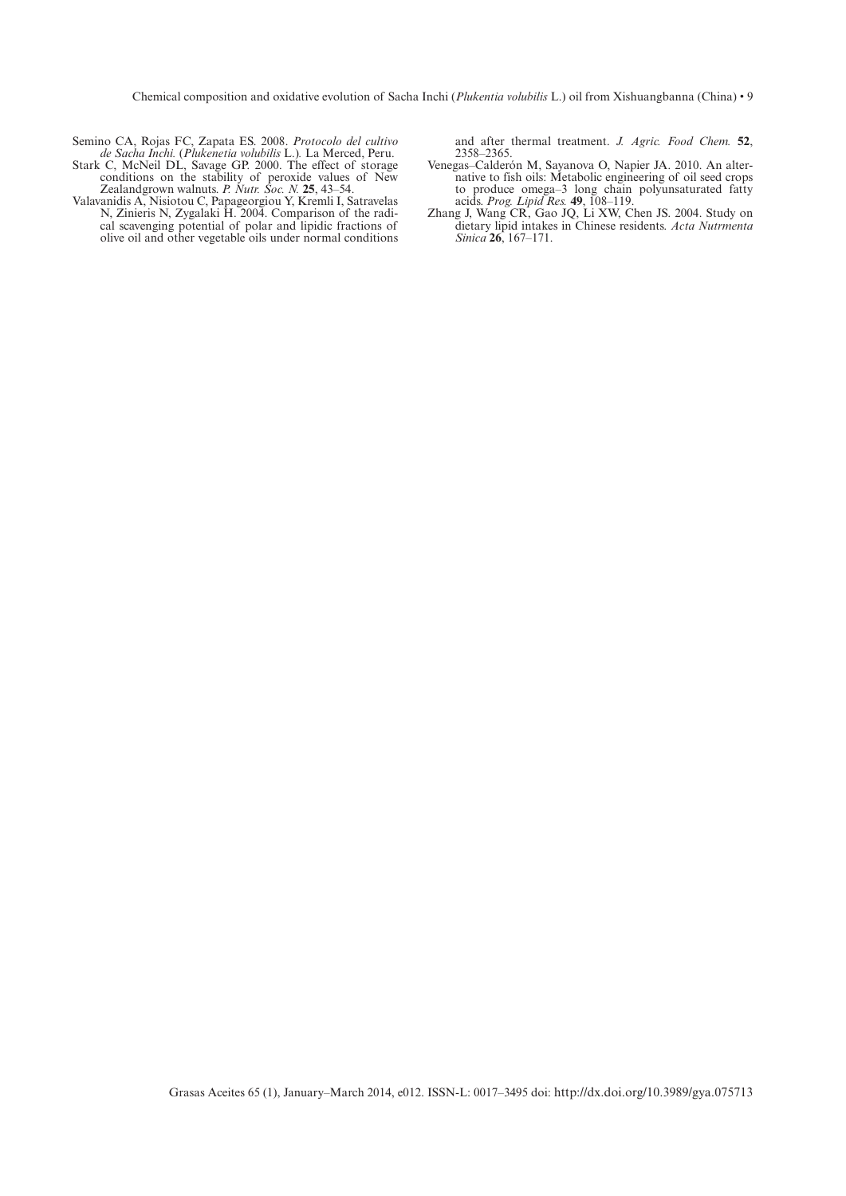Semino CA, Rojas FC, Zapata ES. 2008. *Protocolo del cultivo de Sacha Inchi.* (*Plukenetia volubilis* L.). La Merced, Peru.

Stark C, McNeil DL, Savage GP. 2000. The effect of storage conditions on the stability of peroxide values of New Zealandgrown walnuts. *P. Nutr. Soc. N.* **25**, 43–54.

Valavanidis A, Nisiotou C, Papageorgiou Y, Kremli I, Satravelas N, Zinieris N, Zygalaki H. 2004. Comparison of the radical scavenging potential of polar and lipidic fractions of olive oil and other vegetable oils under normal conditions and after thermal treatment. *J. Agric. Food Chem.* **52**, 2358–2365.

Venegas–Calderón M, Sayanova O, Napier JA. 2010. An alternative to fish oils: Metabolic engineering of oil seed crops to produce omega–3 long chain polyunsaturated fatty acids. *Prog. Lipid Res.* **49**, 108–119.

Zhang J, Wang CR, Gao JQ, Li XW, Chen JS. 2004. Study on dietary lipid intakes in Chinese residents. *Acta Nutrmenta Sinica* **26**, 167–171.